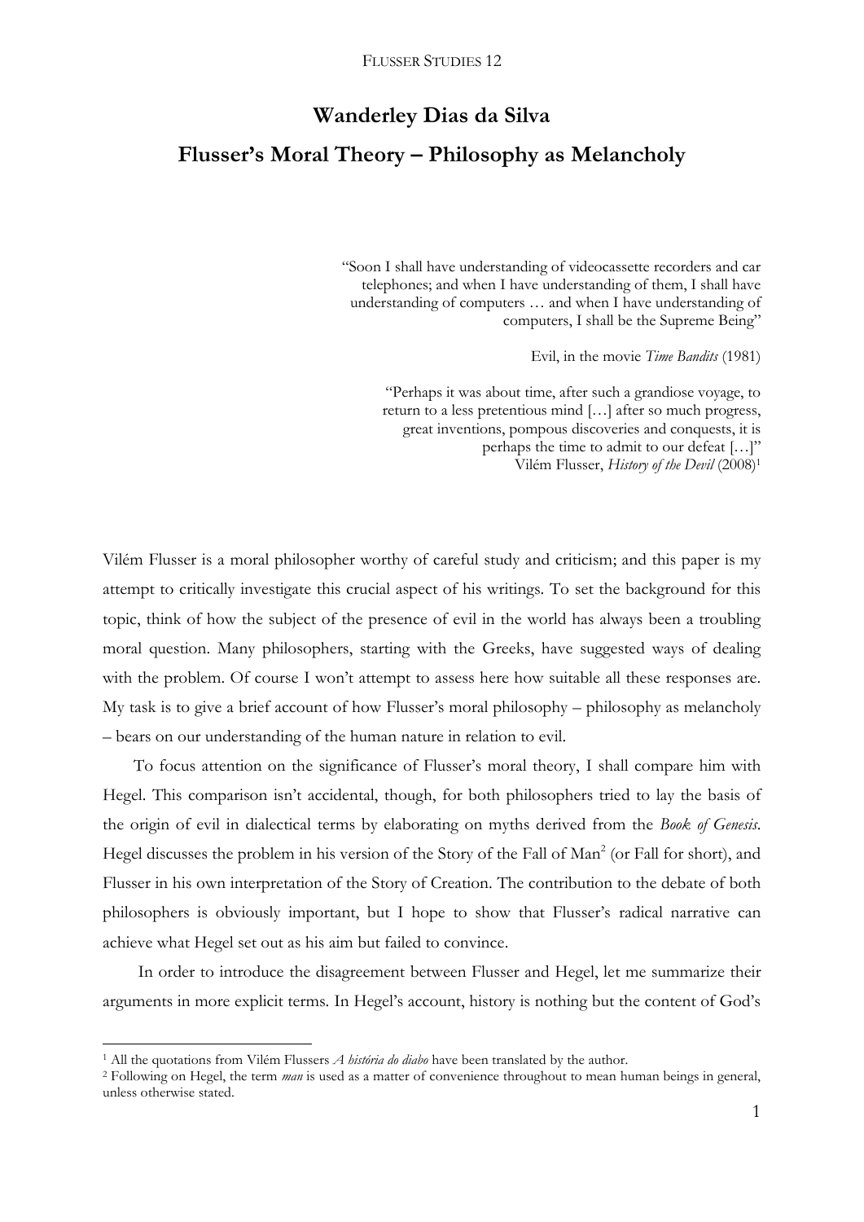# Wanderley Dias da Silva

# Flusser's Moral Theory – Philosophy as Melancholy

> "Soon I shall have understanding of videocassette recorders and car telephones; and when I have understanding of them, I shall have understanding of computers … and when I have understanding of computers, I shall be the Supreme Being"
>
> Evil, in the movie *Time Bandits* (1981)

> "Perhaps it was about time, after such a grandiose voyage, to return to a less pretentious mind […] after so much progress, great inventions, pompous discoveries and conquests, it is perhaps the time to admit to our defeat […]"
>
> Vilém Flusser, *History of the Devil* (2008)[1]

Vilém Flusser is a moral philosopher worthy of careful study and criticism; and this paper is my attempt to critically investigate this crucial aspect of his writings. To set the background for this topic, think of how the subject of the presence of evil in the world has always been a troubling moral question. Many philosophers, starting with the Greeks, have suggested ways of dealing with the problem. Of course I won't attempt to assess here how suitable all these responses are. My task is to give a brief account of how Flusser's moral philosophy – philosophy as melancholy – bears on our understanding of the human nature in relation to evil.

To focus attention on the significance of Flusser's moral theory, I shall compare him with Hegel. This comparison isn't accidental, though, for both philosophers tried to lay the basis of the origin of evil in dialectical terms by elaborating on myths derived from the *Book of Genesis*. Hegel discusses the problem in his version of the Story of the Fall of Man[2] (or Fall for short), and Flusser in his own interpretation of the Story of Creation. The contribution to the debate of both philosophers is obviously important, but I hope to show that Flusser's radical narrative can achieve what Hegel set out as his aim but failed to convince.

In order to introduce the disagreement between Flusser and Hegel, let me summarize their arguments in more explicit terms. In Hegel's account, history is nothing but the content of God's

---

[1] All the quotations from Vilém Flussers *A história do diabo* have been translated by the author.

[2] Following on Hegel, the term *man* is used as a matter of convenience throughout to mean human beings in general, unless otherwise stated.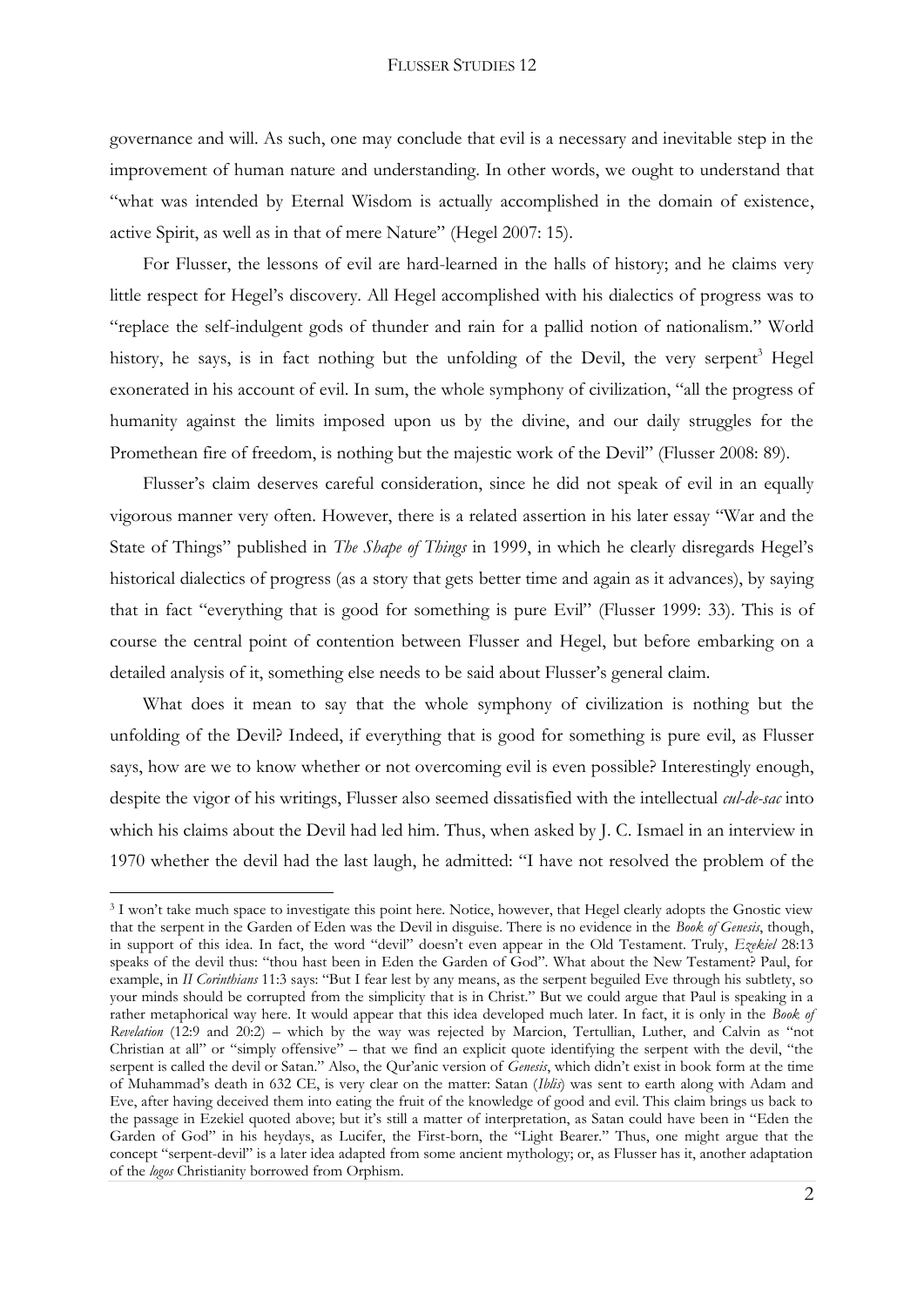governance and will. As such, one may conclude that evil is a necessary and inevitable step in the improvement of human nature and understanding. In other words, we ought to understand that "what was intended by Eternal Wisdom is actually accomplished in the domain of existence, active Spirit, as well as in that of mere Nature" (Hegel 2007: 15).

For Flusser, the lessons of evil are hard-learned in the halls of history; and he claims very little respect for Hegel's discovery. All Hegel accomplished with his dialectics of progress was to "replace the self-indulgent gods of thunder and rain for a pallid notion of nationalism." World history, he says, is in fact nothing but the unfolding of the Devil, the very serpent[3] Hegel exonerated in his account of evil. In sum, the whole symphony of civilization, "all the progress of humanity against the limits imposed upon us by the divine, and our daily struggles for the Promethean fire of freedom, is nothing but the majestic work of the Devil" (Flusser 2008: 89).

Flusser's claim deserves careful consideration, since he did not speak of evil in an equally vigorous manner very often. However, there is a related assertion in his later essay "War and the State of Things" published in *The Shape of Things* in 1999, in which he clearly disregards Hegel's historical dialectics of progress (as a story that gets better time and again as it advances), by saying that in fact "everything that is good for something is pure Evil" (Flusser 1999: 33). This is of course the central point of contention between Flusser and Hegel, but before embarking on a detailed analysis of it, something else needs to be said about Flusser's general claim.

What does it mean to say that the whole symphony of civilization is nothing but the unfolding of the Devil? Indeed, if everything that is good for something is pure evil, as Flusser says, how are we to know whether or not overcoming evil is even possible? Interestingly enough, despite the vigor of his writings, Flusser also seemed dissatisfied with the intellectual *cul-de-sac* into which his claims about the Devil had led him. Thus, when asked by J. C. Ismael in an interview in 1970 whether the devil had the last laugh, he admitted: "I have not resolved the problem of the

---

[3] I won't take much space to investigate this point here. Notice, however, that Hegel clearly adopts the Gnostic view that the serpent in the Garden of Eden was the Devil in disguise. There is no evidence in the *Book of Genesis*, though, in support of this idea. In fact, the word "devil" doesn't even appear in the Old Testament. Truly, *Ezekiel* 28:13 speaks of the devil thus: "thou hast been in Eden the Garden of God". What about the New Testament? Paul, for example, in *II Corinthians* 11:3 says: "But I fear lest by any means, as the serpent beguiled Eve through his subtlety, so your minds should be corrupted from the simplicity that is in Christ." But we could argue that Paul is speaking in a rather metaphorical way here. It would appear that this idea developed much later. In fact, it is only in the *Book of Revelation* (12:9 and 20:2) – which by the way was rejected by Marcion, Tertullian, Luther, and Calvin as "not Christian at all" or "simply offensive" – that we find an explicit quote identifying the serpent with the devil, "the serpent is called the devil or Satan." Also, the Qur'anic version of *Genesis*, which didn't exist in book form at the time of Muhammad's death in 632 CE, is very clear on the matter: Satan (*Iblis*) was sent to earth along with Adam and Eve, after having deceived them into eating the fruit of the knowledge of good and evil. This claim brings us back to the passage in Ezekiel quoted above; but it's still a matter of interpretation, as Satan could have been in "Eden the Garden of God" in his heydays, as Lucifer, the First-born, the "Light Bearer." Thus, one might argue that the concept "serpent-devil" is a later idea adapted from some ancient mythology; or, as Flusser has it, another adaptation of the *logos* Christianity borrowed from Orphism.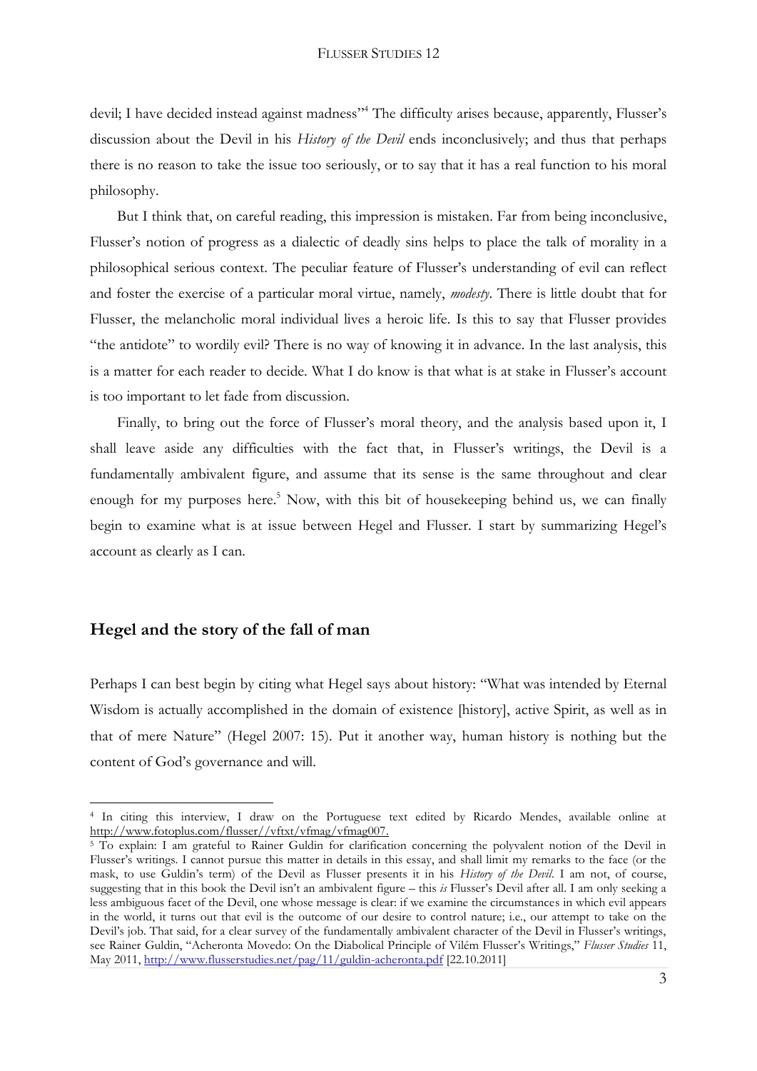devil; I have decided instead against madness"[4] The difficulty arises because, apparently, Flusser's discussion about the Devil in his *History of the Devil* ends inconclusively; and thus that perhaps there is no reason to take the issue too seriously, or to say that it has a real function to his moral philosophy.

But I think that, on careful reading, this impression is mistaken. Far from being inconclusive, Flusser's notion of progress as a dialectic of deadly sins helps to place the talk of morality in a philosophical serious context. The peculiar feature of Flusser's understanding of evil can reflect and foster the exercise of a particular moral virtue, namely, *modesty*. There is little doubt that for Flusser, the melancholic moral individual lives a heroic life. Is this to say that Flusser provides "the antidote" to wordily evil? There is no way of knowing it in advance. In the last analysis, this is a matter for each reader to decide. What I do know is that what is at stake in Flusser's account is too important to let fade from discussion.

Finally, to bring out the force of Flusser's moral theory, and the analysis based upon it, I shall leave aside any difficulties with the fact that, in Flusser's writings, the Devil is a fundamentally ambivalent figure, and assume that its sense is the same throughout and clear enough for my purposes here.[5] Now, with this bit of housekeeping behind us, we can finally begin to examine what is at issue between Hegel and Flusser. I start by summarizing Hegel's account as clearly as I can.

## Hegel and the story of the fall of man

Perhaps I can best begin by citing what Hegel says about history: "What was intended by Eternal Wisdom is actually accomplished in the domain of existence [history], active Spirit, as well as in that of mere Nature" (Hegel 2007: 15). Put it another way, human history is nothing but the content of God's governance and will.

---

[4] In citing this interview, I draw on the Portuguese text edited by Ricardo Mendes, available online at http://www.fotoplus.com/flusser//vftxt/vfmag/vfmag007.

[5] To explain: I am grateful to Rainer Guldin for clarification concerning the polyvalent notion of the Devil in Flusser's writings. I cannot pursue this matter in details in this essay, and shall limit my remarks to the face (or the mask, to use Guldin's term) of the Devil as Flusser presents it in his *History of the Devil*. I am not, of course, suggesting that in this book the Devil isn't an ambivalent figure – this *is* Flusser's Devil after all. I am only seeking a less ambiguous facet of the Devil, one whose message is clear: if we examine the circumstances in which evil appears in the world, it turns out that evil is the outcome of our desire to control nature; i.e., our attempt to take on the Devil's job. That said, for a clear survey of the fundamentally ambivalent character of the Devil in Flusser's writings, see Rainer Guldin, "Acheronta Movedo: On the Diabolical Principle of Vilém Flusser's Writings," *Flusser Studies* 11, May 2011, http://www.flusserstudies.net/pag/11/guldin-acheronta.pdf [22.10.2011]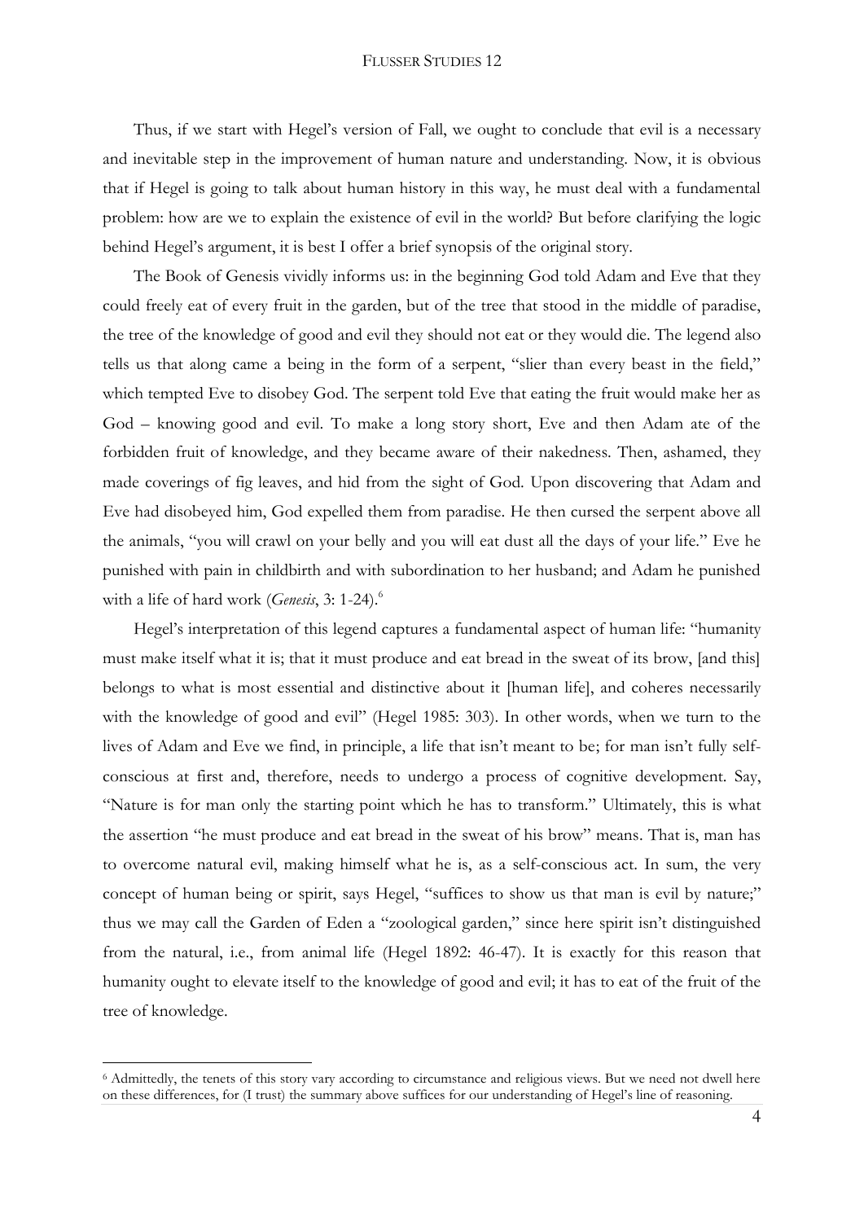Thus, if we start with Hegel's version of Fall, we ought to conclude that evil is a necessary and inevitable step in the improvement of human nature and understanding. Now, it is obvious that if Hegel is going to talk about human history in this way, he must deal with a fundamental problem: how are we to explain the existence of evil in the world? But before clarifying the logic behind Hegel's argument, it is best I offer a brief synopsis of the original story.

The Book of Genesis vividly informs us: in the beginning God told Adam and Eve that they could freely eat of every fruit in the garden, but of the tree that stood in the middle of paradise, the tree of the knowledge of good and evil they should not eat or they would die. The legend also tells us that along came a being in the form of a serpent, "slier than every beast in the field," which tempted Eve to disobey God. The serpent told Eve that eating the fruit would make her as God – knowing good and evil. To make a long story short, Eve and then Adam ate of the forbidden fruit of knowledge, and they became aware of their nakedness. Then, ashamed, they made coverings of fig leaves, and hid from the sight of God. Upon discovering that Adam and Eve had disobeyed him, God expelled them from paradise. He then cursed the serpent above all the animals, "you will crawl on your belly and you will eat dust all the days of your life." Eve he punished with pain in childbirth and with subordination to her husband; and Adam he punished with a life of hard work (*Genesis*, 3: 1-24).[6]

Hegel's interpretation of this legend captures a fundamental aspect of human life: "humanity must make itself what it is; that it must produce and eat bread in the sweat of its brow, [and this] belongs to what is most essential and distinctive about it [human life], and coheres necessarily with the knowledge of good and evil" (Hegel 1985: 303). In other words, when we turn to the lives of Adam and Eve we find, in principle, a life that isn't meant to be; for man isn't fully self-conscious at first and, therefore, needs to undergo a process of cognitive development. Say, "Nature is for man only the starting point which he has to transform." Ultimately, this is what the assertion "he must produce and eat bread in the sweat of his brow" means. That is, man has to overcome natural evil, making himself what he is, as a self-conscious act. In sum, the very concept of human being or spirit, says Hegel, "suffices to show us that man is evil by nature;" thus we may call the Garden of Eden a "zoological garden," since here spirit isn't distinguished from the natural, i.e., from animal life (Hegel 1892: 46-47). It is exactly for this reason that humanity ought to elevate itself to the knowledge of good and evil; it has to eat of the fruit of the tree of knowledge.

---

[6] Admittedly, the tenets of this story vary according to circumstance and religious views. But we need not dwell here on these differences, for (I trust) the summary above suffices for our understanding of Hegel's line of reasoning.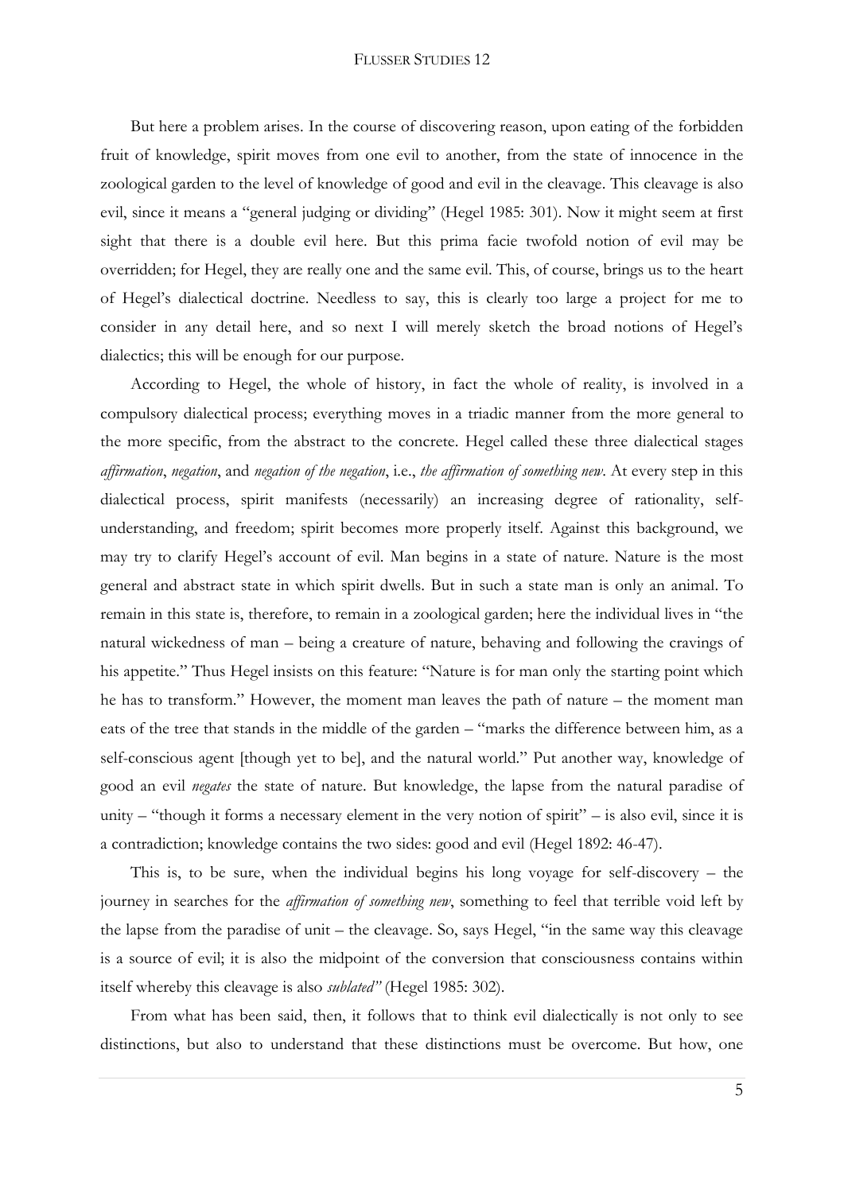But here a problem arises. In the course of discovering reason, upon eating of the forbidden fruit of knowledge, spirit moves from one evil to another, from the state of innocence in the zoological garden to the level of knowledge of good and evil in the cleavage. This cleavage is also evil, since it means a "general judging or dividing" (Hegel 1985: 301). Now it might seem at first sight that there is a double evil here. But this prima facie twofold notion of evil may be overridden; for Hegel, they are really one and the same evil. This, of course, brings us to the heart of Hegel's dialectical doctrine. Needless to say, this is clearly too large a project for me to consider in any detail here, and so next I will merely sketch the broad notions of Hegel's dialectics; this will be enough for our purpose.

According to Hegel, the whole of history, in fact the whole of reality, is involved in a compulsory dialectical process; everything moves in a triadic manner from the more general to the more specific, from the abstract to the concrete. Hegel called these three dialectical stages *affirmation*, *negation*, and *negation of the negation*, i.e., *the affirmation of something new*. At every step in this dialectical process, spirit manifests (necessarily) an increasing degree of rationality, self-understanding, and freedom; spirit becomes more properly itself. Against this background, we may try to clarify Hegel's account of evil. Man begins in a state of nature. Nature is the most general and abstract state in which spirit dwells. But in such a state man is only an animal. To remain in this state is, therefore, to remain in a zoological garden; here the individual lives in "the natural wickedness of man – being a creature of nature, behaving and following the cravings of his appetite." Thus Hegel insists on this feature: "Nature is for man only the starting point which he has to transform." However, the moment man leaves the path of nature – the moment man eats of the tree that stands in the middle of the garden – "marks the difference between him, as a self-conscious agent [though yet to be], and the natural world." Put another way, knowledge of good an evil *negates* the state of nature. But knowledge, the lapse from the natural paradise of unity – "though it forms a necessary element in the very notion of spirit" – is also evil, since it is a contradiction; knowledge contains the two sides: good and evil (Hegel 1892: 46-47).

This is, to be sure, when the individual begins his long voyage for self-discovery – the journey in searches for the *affirmation of something new*, something to feel that terrible void left by the lapse from the paradise of unit – the cleavage. So, says Hegel, "in the same way this cleavage is a source of evil; it is also the midpoint of the conversion that consciousness contains within itself whereby this cleavage is also *sublated"* (Hegel 1985: 302).

From what has been said, then, it follows that to think evil dialectically is not only to see distinctions, but also to understand that these distinctions must be overcome. But how, one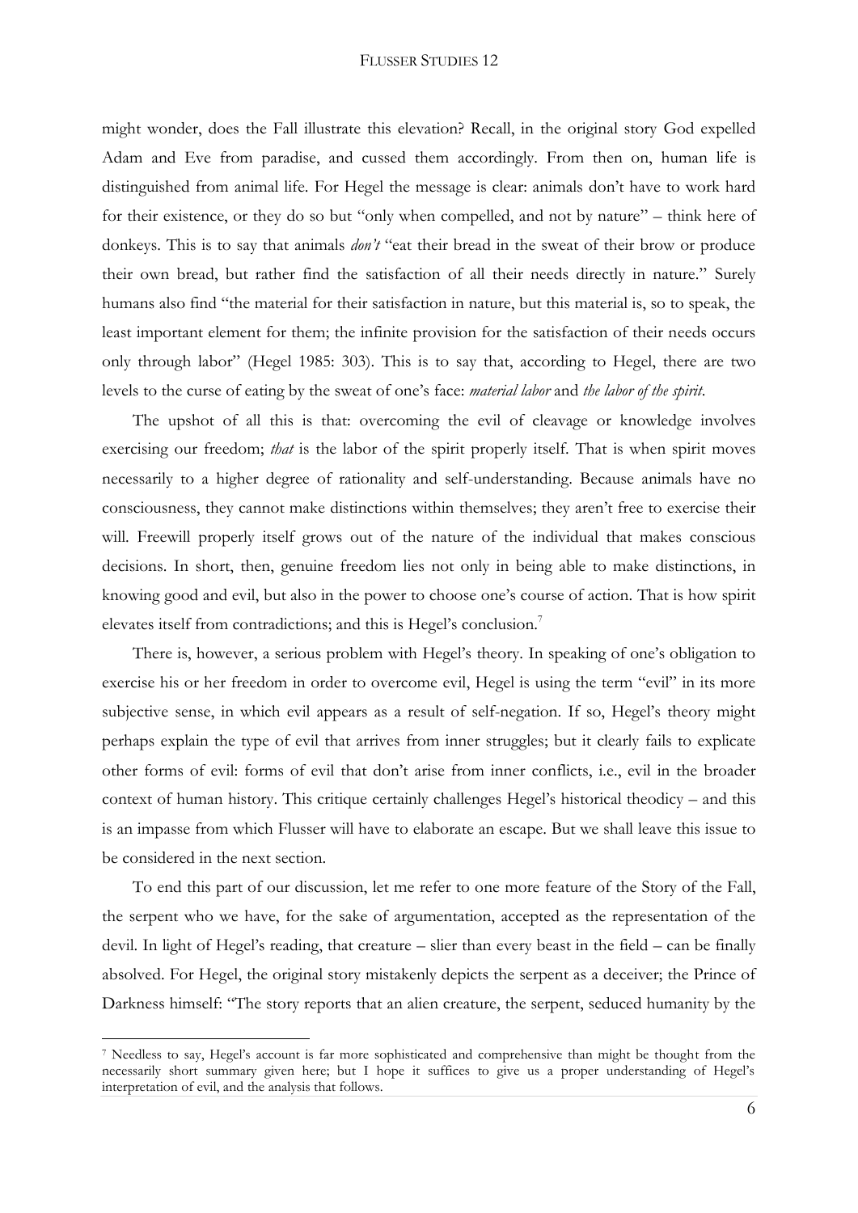might wonder, does the Fall illustrate this elevation? Recall, in the original story God expelled Adam and Eve from paradise, and cussed them accordingly. From then on, human life is distinguished from animal life. For Hegel the message is clear: animals don't have to work hard for their existence, or they do so but "only when compelled, and not by nature" – think here of donkeys. This is to say that animals *don't* "eat their bread in the sweat of their brow or produce their own bread, but rather find the satisfaction of all their needs directly in nature." Surely humans also find "the material for their satisfaction in nature, but this material is, so to speak, the least important element for them; the infinite provision for the satisfaction of their needs occurs only through labor" (Hegel 1985: 303). This is to say that, according to Hegel, there are two levels to the curse of eating by the sweat of one's face: *material labor* and *the labor of the spirit*.

The upshot of all this is that: overcoming the evil of cleavage or knowledge involves exercising our freedom; *that* is the labor of the spirit properly itself. That is when spirit moves necessarily to a higher degree of rationality and self-understanding. Because animals have no consciousness, they cannot make distinctions within themselves; they aren't free to exercise their will. Freewill properly itself grows out of the nature of the individual that makes conscious decisions. In short, then, genuine freedom lies not only in being able to make distinctions, in knowing good and evil, but also in the power to choose one's course of action. That is how spirit elevates itself from contradictions; and this is Hegel's conclusion.[7]

There is, however, a serious problem with Hegel's theory. In speaking of one's obligation to exercise his or her freedom in order to overcome evil, Hegel is using the term "evil" in its more subjective sense, in which evil appears as a result of self-negation. If so, Hegel's theory might perhaps explain the type of evil that arrives from inner struggles; but it clearly fails to explicate other forms of evil: forms of evil that don't arise from inner conflicts, i.e., evil in the broader context of human history. This critique certainly challenges Hegel's historical theodicy – and this is an impasse from which Flusser will have to elaborate an escape. But we shall leave this issue to be considered in the next section.

To end this part of our discussion, let me refer to one more feature of the Story of the Fall, the serpent who we have, for the sake of argumentation, accepted as the representation of the devil. In light of Hegel's reading, that creature – slier than every beast in the field – can be finally absolved. For Hegel, the original story mistakenly depicts the serpent as a deceiver; the Prince of Darkness himself: "The story reports that an alien creature, the serpent, seduced humanity by the

---

[7] Needless to say, Hegel's account is far more sophisticated and comprehensive than might be thought from the necessarily short summary given here; but I hope it suffices to give us a proper understanding of Hegel's interpretation of evil, and the analysis that follows.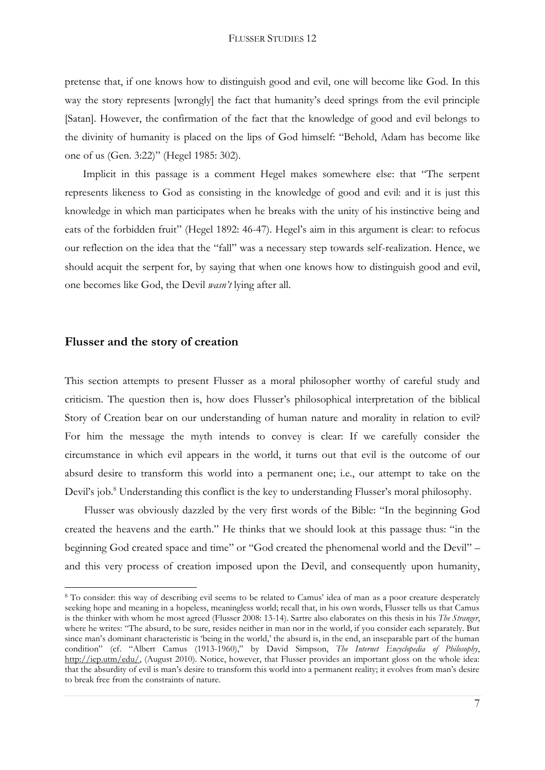pretense that, if one knows how to distinguish good and evil, one will become like God. In this way the story represents [wrongly] the fact that humanity's deed springs from the evil principle [Satan]. However, the confirmation of the fact that the knowledge of good and evil belongs to the divinity of humanity is placed on the lips of God himself: "Behold, Adam has become like one of us (Gen. 3:22)" (Hegel 1985: 302).

Implicit in this passage is a comment Hegel makes somewhere else: that "The serpent represents likeness to God as consisting in the knowledge of good and evil: and it is just this knowledge in which man participates when he breaks with the unity of his instinctive being and eats of the forbidden fruit" (Hegel 1892: 46-47). Hegel's aim in this argument is clear: to refocus our reflection on the idea that the "fall" was a necessary step towards self-realization. Hence, we should acquit the serpent for, by saying that when one knows how to distinguish good and evil, one becomes like God, the Devil *wasn't* lying after all.

## Flusser and the story of creation

This section attempts to present Flusser as a moral philosopher worthy of careful study and criticism. The question then is, how does Flusser's philosophical interpretation of the biblical Story of Creation bear on our understanding of human nature and morality in relation to evil? For him the message the myth intends to convey is clear: If we carefully consider the circumstance in which evil appears in the world, it turns out that evil is the outcome of our absurd desire to transform this world into a permanent one; i.e., our attempt to take on the Devil's job.[8] Understanding this conflict is the key to understanding Flusser's moral philosophy.

Flusser was obviously dazzled by the very first words of the Bible: "In the beginning God created the heavens and the earth." He thinks that we should look at this passage thus: "in the beginning God created space and time" or "God created the phenomenal world and the Devil" – and this very process of creation imposed upon the Devil, and consequently upon humanity,

[8] To consider: this way of describing evil seems to be related to Camus' idea of man as a poor creature desperately seeking hope and meaning in a hopeless, meaningless world; recall that, in his own words, Flusser tells us that Camus is the thinker with whom he most agreed (Flusser 2008: 13-14). Sartre also elaborates on this thesis in his *The Stranger*, where he writes: "The absurd, to be sure, resides neither in man nor in the world, if you consider each separately. But since man's dominant characteristic is 'being in the world,' the absurd is, in the end, an inseparable part of the human condition" (cf. "Albert Camus (1913-1960)," by David Simpson, *The Internet Encyclopedia of Philosophy*, http://iep.utm/edu/, (August 2010). Notice, however, that Flusser provides an important gloss on the whole idea: that the absurdity of evil is man's desire to transform this world into a permanent reality; it evolves from man's desire to break free from the constraints of nature.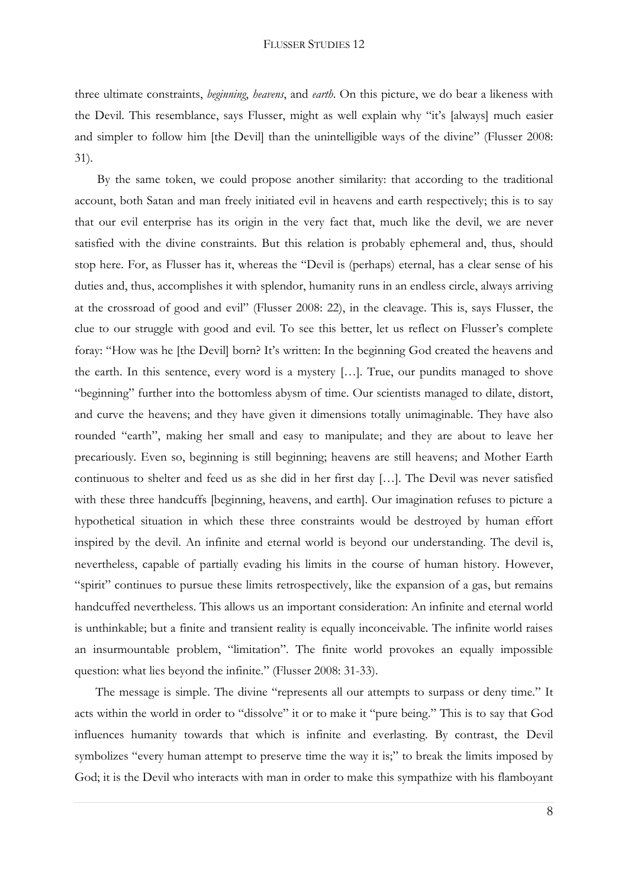three ultimate constraints, *beginning*, *heavens*, and *earth*. On this picture, we do bear a likeness with the Devil. This resemblance, says Flusser, might as well explain why "it's [always] much easier and simpler to follow him [the Devil] than the unintelligible ways of the divine" (Flusser 2008: 31).

By the same token, we could propose another similarity: that according to the traditional account, both Satan and man freely initiated evil in heavens and earth respectively; this is to say that our evil enterprise has its origin in the very fact that, much like the devil, we are never satisfied with the divine constraints. But this relation is probably ephemeral and, thus, should stop here. For, as Flusser has it, whereas the "Devil is (perhaps) eternal, has a clear sense of his duties and, thus, accomplishes it with splendor, humanity runs in an endless circle, always arriving at the crossroad of good and evil" (Flusser 2008: 22), in the cleavage. This is, says Flusser, the clue to our struggle with good and evil. To see this better, let us reflect on Flusser's complete foray: "How was he [the Devil] born? It's written: In the beginning God created the heavens and the earth. In this sentence, every word is a mystery […]. True, our pundits managed to shove "beginning" further into the bottomless abysm of time. Our scientists managed to dilate, distort, and curve the heavens; and they have given it dimensions totally unimaginable. They have also rounded "earth", making her small and easy to manipulate; and they are about to leave her precariously. Even so, beginning is still beginning; heavens are still heavens; and Mother Earth continuous to shelter and feed us as she did in her first day […]. The Devil was never satisfied with these three handcuffs [beginning, heavens, and earth]. Our imagination refuses to picture a hypothetical situation in which these three constraints would be destroyed by human effort inspired by the devil. An infinite and eternal world is beyond our understanding. The devil is, nevertheless, capable of partially evading his limits in the course of human history. However, "spirit" continues to pursue these limits retrospectively, like the expansion of a gas, but remains handcuffed nevertheless. This allows us an important consideration: An infinite and eternal world is unthinkable; but a finite and transient reality is equally inconceivable. The infinite world raises an insurmountable problem, "limitation". The finite world provokes an equally impossible question: what lies beyond the infinite." (Flusser 2008: 31-33).

The message is simple. The divine "represents all our attempts to surpass or deny time." It acts within the world in order to "dissolve" it or to make it "pure being." This is to say that God influences humanity towards that which is infinite and everlasting. By contrast, the Devil symbolizes "every human attempt to preserve time the way it is;" to break the limits imposed by God; it is the Devil who interacts with man in order to make this sympathize with his flamboyant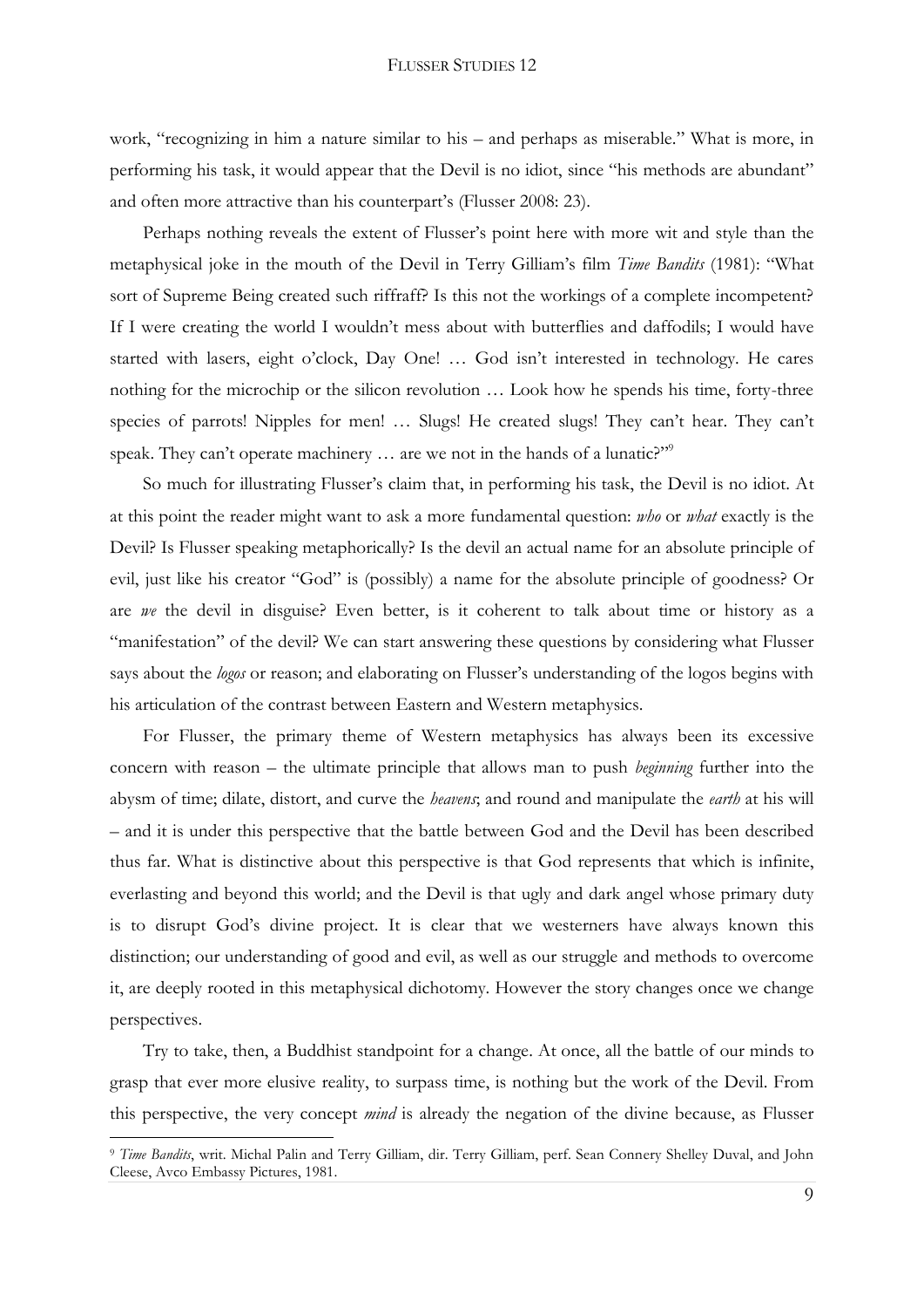work, "recognizing in him a nature similar to his – and perhaps as miserable." What is more, in performing his task, it would appear that the Devil is no idiot, since "his methods are abundant" and often more attractive than his counterpart's (Flusser 2008: 23).

Perhaps nothing reveals the extent of Flusser's point here with more wit and style than the metaphysical joke in the mouth of the Devil in Terry Gilliam's film *Time Bandits* (1981): "What sort of Supreme Being created such riffraff? Is this not the workings of a complete incompetent? If I were creating the world I wouldn't mess about with butterflies and daffodils; I would have started with lasers, eight o'clock, Day One! … God isn't interested in technology. He cares nothing for the microchip or the silicon revolution … Look how he spends his time, forty-three species of parrots! Nipples for men! … Slugs! He created slugs! They can't hear. They can't speak. They can't operate machinery … are we not in the hands of a lunatic?"[9]

So much for illustrating Flusser's claim that, in performing his task, the Devil is no idiot. At at this point the reader might want to ask a more fundamental question: *who* or *what* exactly is the Devil? Is Flusser speaking metaphorically? Is the devil an actual name for an absolute principle of evil, just like his creator "God" is (possibly) a name for the absolute principle of goodness? Or are *we* the devil in disguise? Even better, is it coherent to talk about time or history as a "manifestation" of the devil? We can start answering these questions by considering what Flusser says about the *logos* or reason; and elaborating on Flusser's understanding of the logos begins with his articulation of the contrast between Eastern and Western metaphysics.

For Flusser, the primary theme of Western metaphysics has always been its excessive concern with reason – the ultimate principle that allows man to push *beginning* further into the abysm of time; dilate, distort, and curve the *heavens*; and round and manipulate the *earth* at his will – and it is under this perspective that the battle between God and the Devil has been described thus far. What is distinctive about this perspective is that God represents that which is infinite, everlasting and beyond this world; and the Devil is that ugly and dark angel whose primary duty is to disrupt God's divine project. It is clear that we westerners have always known this distinction; our understanding of good and evil, as well as our struggle and methods to overcome it, are deeply rooted in this metaphysical dichotomy. However the story changes once we change perspectives.

Try to take, then, a Buddhist standpoint for a change. At once, all the battle of our minds to grasp that ever more elusive reality, to surpass time, is nothing but the work of the Devil. From this perspective, the very concept *mind* is already the negation of the divine because, as Flusser

[9] *Time Bandits*, writ. Michal Palin and Terry Gilliam, dir. Terry Gilliam, perf. Sean Connery Shelley Duval, and John Cleese, Avco Embassy Pictures, 1981.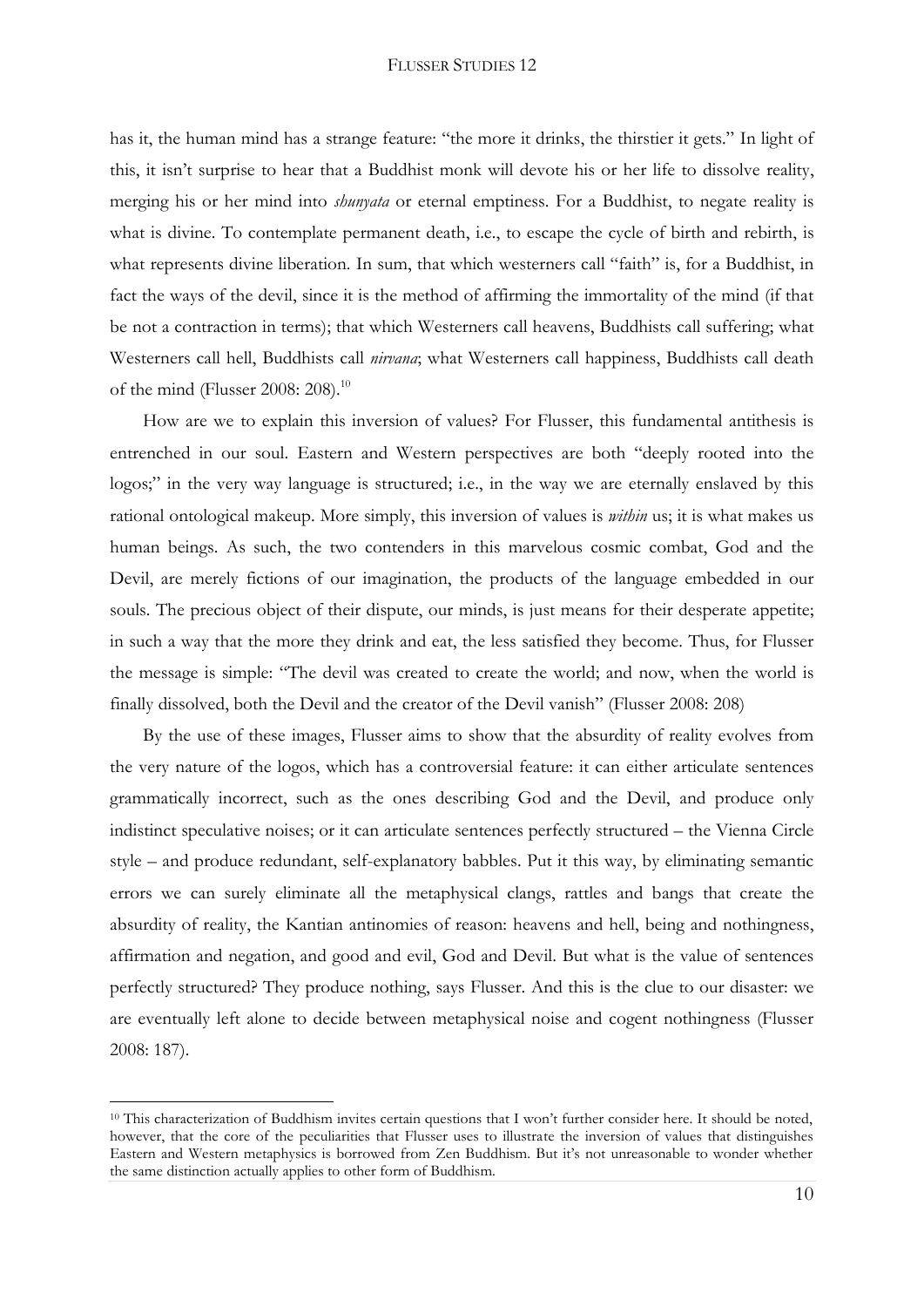has it, the human mind has a strange feature: "the more it drinks, the thirstier it gets." In light of this, it isn't surprise to hear that a Buddhist monk will devote his or her life to dissolve reality, merging his or her mind into *shunyata* or eternal emptiness. For a Buddhist, to negate reality is what is divine. To contemplate permanent death, i.e., to escape the cycle of birth and rebirth, is what represents divine liberation. In sum, that which westerners call "faith" is, for a Buddhist, in fact the ways of the devil, since it is the method of affirming the immortality of the mind (if that be not a contraction in terms); that which Westerners call heavens, Buddhists call suffering; what Westerners call hell, Buddhists call *nirvana*; what Westerners call happiness, Buddhists call death of the mind (Flusser 2008: 208).[10]

How are we to explain this inversion of values? For Flusser, this fundamental antithesis is entrenched in our soul. Eastern and Western perspectives are both "deeply rooted into the logos;" in the very way language is structured; i.e., in the way we are eternally enslaved by this rational ontological makeup. More simply, this inversion of values is *within* us; it is what makes us human beings. As such, the two contenders in this marvelous cosmic combat, God and the Devil, are merely fictions of our imagination, the products of the language embedded in our souls. The precious object of their dispute, our minds, is just means for their desperate appetite; in such a way that the more they drink and eat, the less satisfied they become. Thus, for Flusser the message is simple: "The devil was created to create the world; and now, when the world is finally dissolved, both the Devil and the creator of the Devil vanish" (Flusser 2008: 208)

By the use of these images, Flusser aims to show that the absurdity of reality evolves from the very nature of the logos, which has a controversial feature: it can either articulate sentences grammatically incorrect, such as the ones describing God and the Devil, and produce only indistinct speculative noises; or it can articulate sentences perfectly structured – the Vienna Circle style – and produce redundant, self-explanatory babbles. Put it this way, by eliminating semantic errors we can surely eliminate all the metaphysical clangs, rattles and bangs that create the absurdity of reality, the Kantian antinomies of reason: heavens and hell, being and nothingness, affirmation and negation, and good and evil, God and Devil. But what is the value of sentences perfectly structured? They produce nothing, says Flusser. And this is the clue to our disaster: we are eventually left alone to decide between metaphysical noise and cogent nothingness (Flusser 2008: 187).

---

[10] This characterization of Buddhism invites certain questions that I won't further consider here. It should be noted, however, that the core of the peculiarities that Flusser uses to illustrate the inversion of values that distinguishes Eastern and Western metaphysics is borrowed from Zen Buddhism. But it's not unreasonable to wonder whether the same distinction actually applies to other form of Buddhism.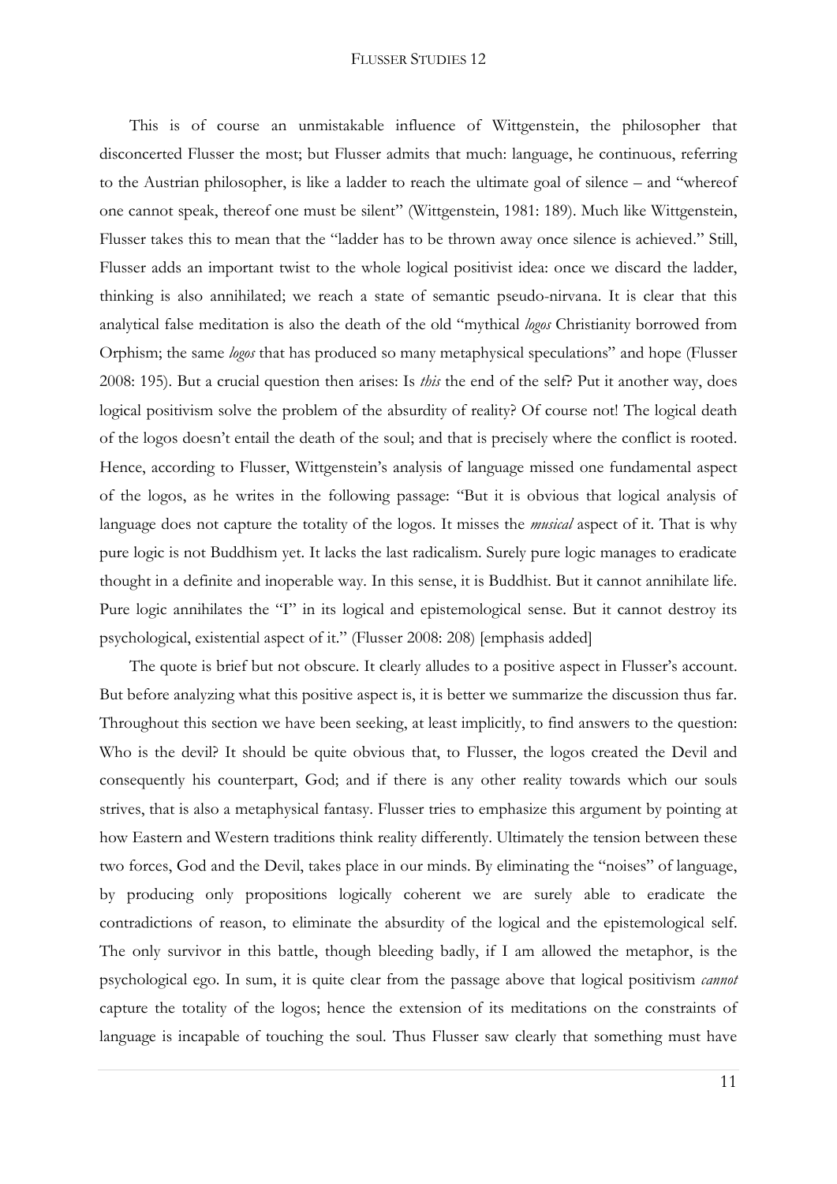This is of course an unmistakable influence of Wittgenstein, the philosopher that disconcerted Flusser the most; but Flusser admits that much: language, he continuous, referring to the Austrian philosopher, is like a ladder to reach the ultimate goal of silence – and "whereof one cannot speak, thereof one must be silent" (Wittgenstein, 1981: 189). Much like Wittgenstein, Flusser takes this to mean that the "ladder has to be thrown away once silence is achieved." Still, Flusser adds an important twist to the whole logical positivist idea: once we discard the ladder, thinking is also annihilated; we reach a state of semantic pseudo-nirvana. It is clear that this analytical false meditation is also the death of the old "mythical *logos* Christianity borrowed from Orphism; the same *logos* that has produced so many metaphysical speculations" and hope (Flusser 2008: 195). But a crucial question then arises: Is *this* the end of the self? Put it another way, does logical positivism solve the problem of the absurdity of reality? Of course not! The logical death of the logos doesn't entail the death of the soul; and that is precisely where the conflict is rooted. Hence, according to Flusser, Wittgenstein's analysis of language missed one fundamental aspect of the logos, as he writes in the following passage: "But it is obvious that logical analysis of language does not capture the totality of the logos. It misses the *musical* aspect of it. That is why pure logic is not Buddhism yet. It lacks the last radicalism. Surely pure logic manages to eradicate thought in a definite and inoperable way. In this sense, it is Buddhist. But it cannot annihilate life. Pure logic annihilates the "I" in its logical and epistemological sense. But it cannot destroy its psychological, existential aspect of it." (Flusser 2008: 208) [emphasis added]

The quote is brief but not obscure. It clearly alludes to a positive aspect in Flusser's account. But before analyzing what this positive aspect is, it is better we summarize the discussion thus far. Throughout this section we have been seeking, at least implicitly, to find answers to the question: Who is the devil? It should be quite obvious that, to Flusser, the logos created the Devil and consequently his counterpart, God; and if there is any other reality towards which our souls strives, that is also a metaphysical fantasy. Flusser tries to emphasize this argument by pointing at how Eastern and Western traditions think reality differently. Ultimately the tension between these two forces, God and the Devil, takes place in our minds. By eliminating the "noises" of language, by producing only propositions logically coherent we are surely able to eradicate the contradictions of reason, to eliminate the absurdity of the logical and the epistemological self. The only survivor in this battle, though bleeding badly, if I am allowed the metaphor, is the psychological ego. In sum, it is quite clear from the passage above that logical positivism *cannot* capture the totality of the logos; hence the extension of its meditations on the constraints of language is incapable of touching the soul. Thus Flusser saw clearly that something must have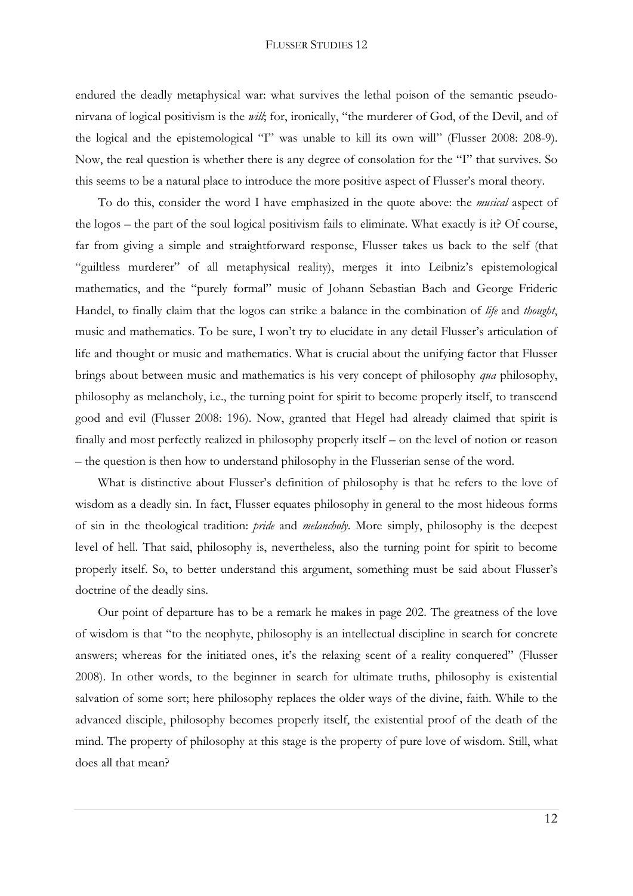endured the deadly metaphysical war: what survives the lethal poison of the semantic pseudo-nirvana of logical positivism is the *will*; for, ironically, "the murderer of God, of the Devil, and of the logical and the epistemological "I" was unable to kill its own will" (Flusser 2008: 208-9). Now, the real question is whether there is any degree of consolation for the "I" that survives. So this seems to be a natural place to introduce the more positive aspect of Flusser's moral theory.

To do this, consider the word I have emphasized in the quote above: the *musical* aspect of the logos – the part of the soul logical positivism fails to eliminate. What exactly is it? Of course, far from giving a simple and straightforward response, Flusser takes us back to the self (that "guiltless murderer" of all metaphysical reality), merges it into Leibniz's epistemological mathematics, and the "purely formal" music of Johann Sebastian Bach and George Frideric Handel, to finally claim that the logos can strike a balance in the combination of *life* and *thought*, music and mathematics. To be sure, I won't try to elucidate in any detail Flusser's articulation of life and thought or music and mathematics. What is crucial about the unifying factor that Flusser brings about between music and mathematics is his very concept of philosophy *qua* philosophy, philosophy as melancholy, i.e., the turning point for spirit to become properly itself, to transcend good and evil (Flusser 2008: 196). Now, granted that Hegel had already claimed that spirit is finally and most perfectly realized in philosophy properly itself – on the level of notion or reason – the question is then how to understand philosophy in the Flusserian sense of the word.

What is distinctive about Flusser's definition of philosophy is that he refers to the love of wisdom as a deadly sin. In fact, Flusser equates philosophy in general to the most hideous forms of sin in the theological tradition: *pride* and *melancholy*. More simply, philosophy is the deepest level of hell. That said, philosophy is, nevertheless, also the turning point for spirit to become properly itself. So, to better understand this argument, something must be said about Flusser's doctrine of the deadly sins.

Our point of departure has to be a remark he makes in page 202. The greatness of the love of wisdom is that "to the neophyte, philosophy is an intellectual discipline in search for concrete answers; whereas for the initiated ones, it's the relaxing scent of a reality conquered" (Flusser 2008). In other words, to the beginner in search for ultimate truths, philosophy is existential salvation of some sort; here philosophy replaces the older ways of the divine, faith. While to the advanced disciple, philosophy becomes properly itself, the existential proof of the death of the mind. The property of philosophy at this stage is the property of pure love of wisdom. Still, what does all that mean?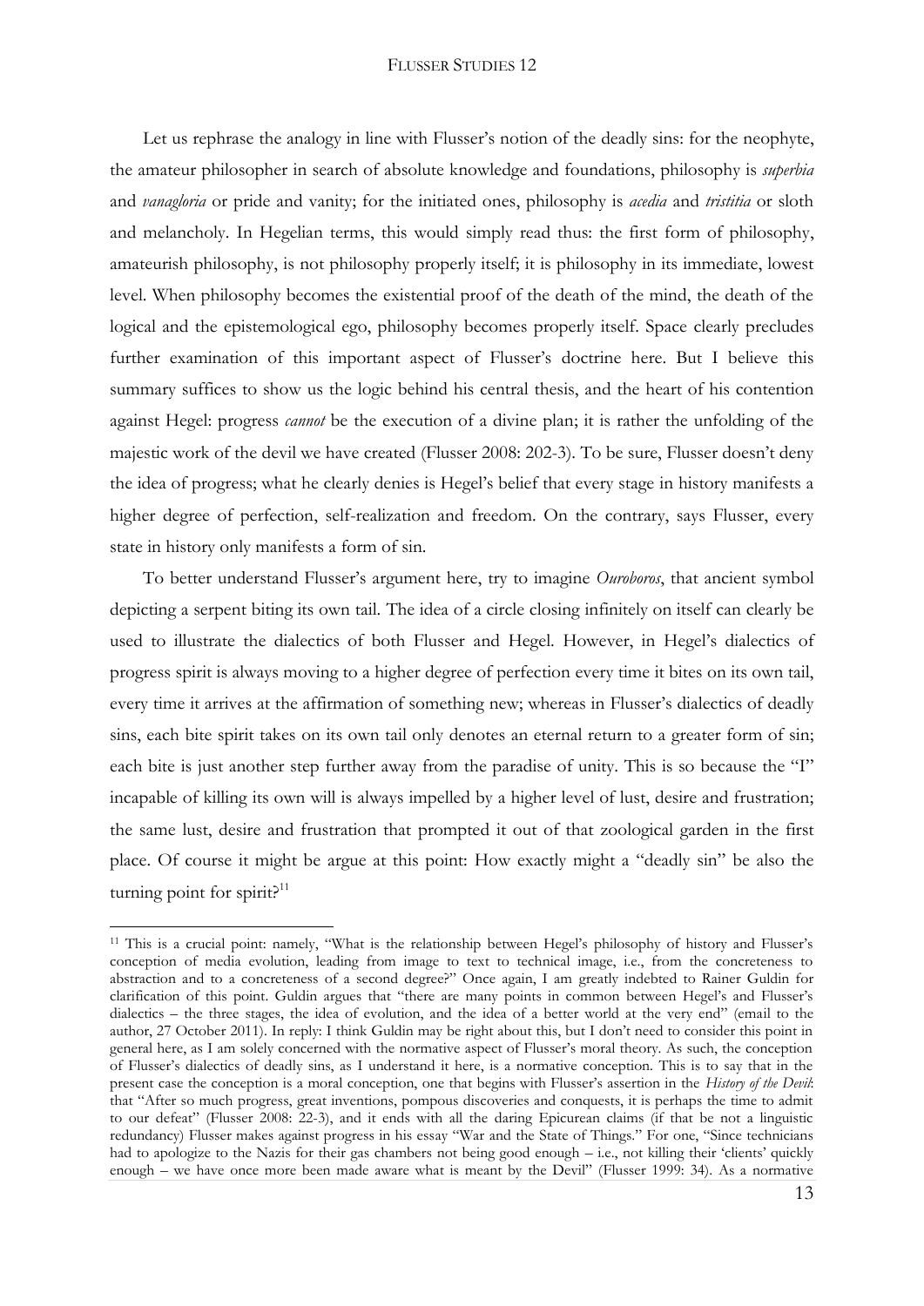Let us rephrase the analogy in line with Flusser's notion of the deadly sins: for the neophyte, the amateur philosopher in search of absolute knowledge and foundations, philosophy is *superbia* and *vanagloria* or pride and vanity; for the initiated ones, philosophy is *acedia* and *tristitia* or sloth and melancholy. In Hegelian terms, this would simply read thus: the first form of philosophy, amateurish philosophy, is not philosophy properly itself; it is philosophy in its immediate, lowest level. When philosophy becomes the existential proof of the death of the mind, the death of the logical and the epistemological ego, philosophy becomes properly itself. Space clearly precludes further examination of this important aspect of Flusser's doctrine here. But I believe this summary suffices to show us the logic behind his central thesis, and the heart of his contention against Hegel: progress *cannot* be the execution of a divine plan; it is rather the unfolding of the majestic work of the devil we have created (Flusser 2008: 202-3). To be sure, Flusser doesn't deny the idea of progress; what he clearly denies is Hegel's belief that every stage in history manifests a higher degree of perfection, self-realization and freedom. On the contrary, says Flusser, every state in history only manifests a form of sin.

To better understand Flusser's argument here, try to imagine *Ouroboros*, that ancient symbol depicting a serpent biting its own tail. The idea of a circle closing infinitely on itself can clearly be used to illustrate the dialectics of both Flusser and Hegel. However, in Hegel's dialectics of progress spirit is always moving to a higher degree of perfection every time it bites on its own tail, every time it arrives at the affirmation of something new; whereas in Flusser's dialectics of deadly sins, each bite spirit takes on its own tail only denotes an eternal return to a greater form of sin; each bite is just another step further away from the paradise of unity. This is so because the "I" incapable of killing its own will is always impelled by a higher level of lust, desire and frustration; the same lust, desire and frustration that prompted it out of that zoological garden in the first place. Of course it might be argue at this point: How exactly might a "deadly sin" be also the turning point for spirit?[11]

[11] This is a crucial point: namely, "What is the relationship between Hegel's philosophy of history and Flusser's conception of media evolution, leading from image to text to technical image, i.e., from the concreteness to abstraction and to a concreteness of a second degree?" Once again, I am greatly indebted to Rainer Guldin for clarification of this point. Guldin argues that "there are many points in common between Hegel's and Flusser's dialectics – the three stages, the idea of evolution, and the idea of a better world at the very end" (email to the author, 27 October 2011). In reply: I think Guldin may be right about this, but I don't need to consider this point in general here, as I am solely concerned with the normative aspect of Flusser's moral theory. As such, the conception of Flusser's dialectics of deadly sins, as I understand it here, is a normative conception. This is to say that in the present case the conception is a moral conception, one that begins with Flusser's assertion in the *History of the Devil*: that "After so much progress, great inventions, pompous discoveries and conquests, it is perhaps the time to admit to our defeat" (Flusser 2008: 22-3), and it ends with all the daring Epicurean claims (if that be not a linguistic redundancy) Flusser makes against progress in his essay "War and the State of Things." For one, "Since technicians had to apologize to the Nazis for their gas chambers not being good enough – i.e., not killing their 'clients' quickly enough – we have once more been made aware what is meant by the Devil" (Flusser 1999: 34). As a normative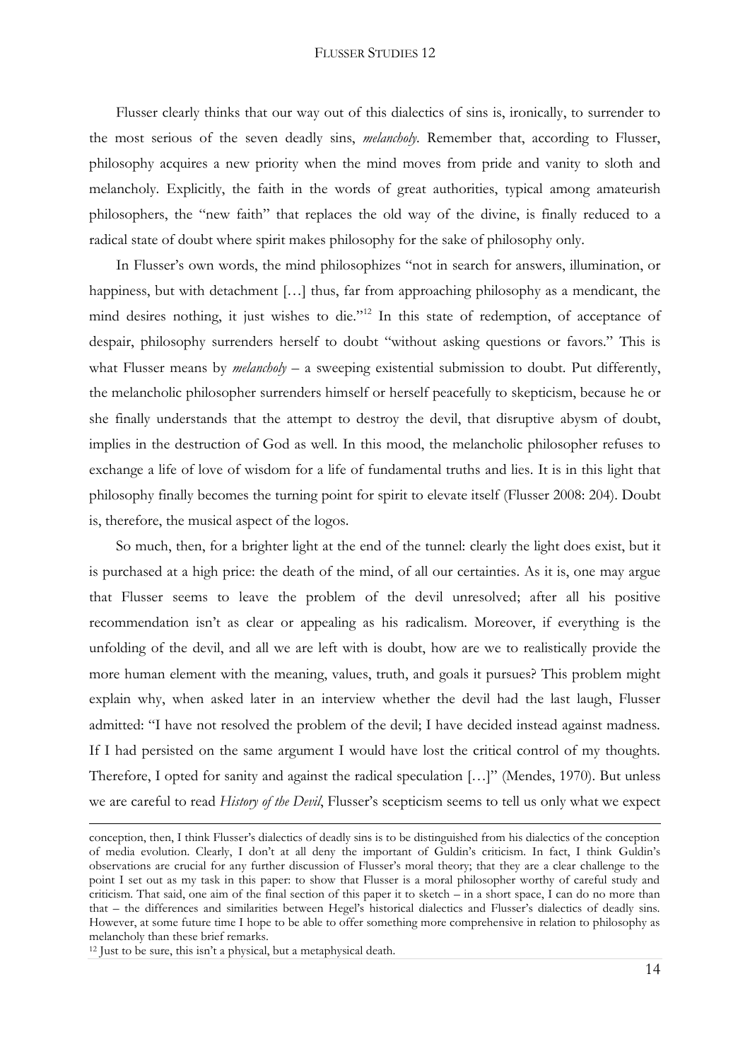Flusser clearly thinks that our way out of this dialectics of sins is, ironically, to surrender to the most serious of the seven deadly sins, *melancholy*. Remember that, according to Flusser, philosophy acquires a new priority when the mind moves from pride and vanity to sloth and melancholy. Explicitly, the faith in the words of great authorities, typical among amateurish philosophers, the "new faith" that replaces the old way of the divine, is finally reduced to a radical state of doubt where spirit makes philosophy for the sake of philosophy only.

In Flusser's own words, the mind philosophizes "not in search for answers, illumination, or happiness, but with detachment […] thus, far from approaching philosophy as a mendicant, the mind desires nothing, it just wishes to die."[12] In this state of redemption, of acceptance of despair, philosophy surrenders herself to doubt "without asking questions or favors." This is what Flusser means by *melancholy* – a sweeping existential submission to doubt. Put differently, the melancholic philosopher surrenders himself or herself peacefully to skepticism, because he or she finally understands that the attempt to destroy the devil, that disruptive abysm of doubt, implies in the destruction of God as well. In this mood, the melancholic philosopher refuses to exchange a life of love of wisdom for a life of fundamental truths and lies. It is in this light that philosophy finally becomes the turning point for spirit to elevate itself (Flusser 2008: 204). Doubt is, therefore, the musical aspect of the logos.

So much, then, for a brighter light at the end of the tunnel: clearly the light does exist, but it is purchased at a high price: the death of the mind, of all our certainties. As it is, one may argue that Flusser seems to leave the problem of the devil unresolved; after all his positive recommendation isn't as clear or appealing as his radicalism. Moreover, if everything is the unfolding of the devil, and all we are left with is doubt, how are we to realistically provide the more human element with the meaning, values, truth, and goals it pursues? This problem might explain why, when asked later in an interview whether the devil had the last laugh, Flusser admitted: "I have not resolved the problem of the devil; I have decided instead against madness. If I had persisted on the same argument I would have lost the critical control of my thoughts. Therefore, I opted for sanity and against the radical speculation […]" (Mendes, 1970). But unless we are careful to read *History of the Devil*, Flusser's scepticism seems to tell us only what we expect

---

conception, then, I think Flusser's dialectics of deadly sins is to be distinguished from his dialectics of the conception of media evolution. Clearly, I don't at all deny the important of Guldin's criticism. In fact, I think Guldin's observations are crucial for any further discussion of Flusser's moral theory; that they are a clear challenge to the point I set out as my task in this paper: to show that Flusser is a moral philosopher worthy of careful study and criticism. That said, one aim of the final section of this paper it to sketch – in a short space, I can do no more than that – the differences and similarities between Hegel's historical dialectics and Flusser's dialectics of deadly sins. However, at some future time I hope to be able to offer something more comprehensive in relation to philosophy as melancholy than these brief remarks.

[12] Just to be sure, this isn't a physical, but a metaphysical death.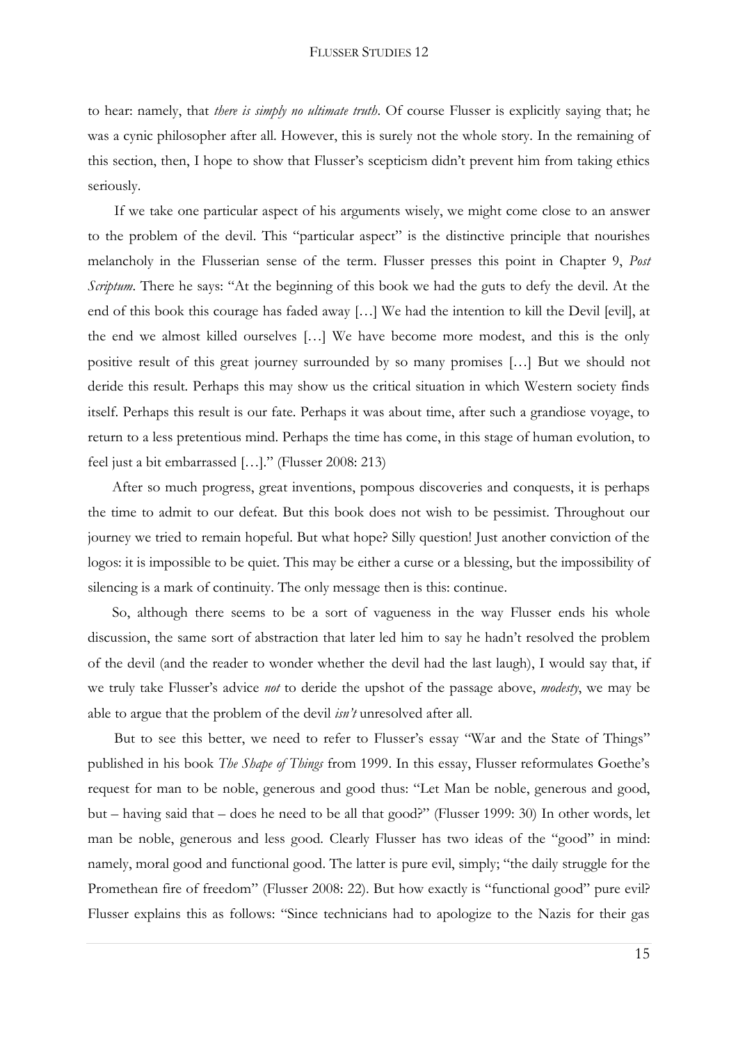to hear: namely, that *there is simply no ultimate truth*. Of course Flusser is explicitly saying that; he was a cynic philosopher after all. However, this is surely not the whole story. In the remaining of this section, then, I hope to show that Flusser's scepticism didn't prevent him from taking ethics seriously.

If we take one particular aspect of his arguments wisely, we might come close to an answer to the problem of the devil. This "particular aspect" is the distinctive principle that nourishes melancholy in the Flusserian sense of the term. Flusser presses this point in Chapter 9, *Post Scriptum*. There he says: "At the beginning of this book we had the guts to defy the devil. At the end of this book this courage has faded away […] We had the intention to kill the Devil [evil], at the end we almost killed ourselves […] We have become more modest, and this is the only positive result of this great journey surrounded by so many promises […] But we should not deride this result. Perhaps this may show us the critical situation in which Western society finds itself. Perhaps this result is our fate. Perhaps it was about time, after such a grandiose voyage, to return to a less pretentious mind. Perhaps the time has come, in this stage of human evolution, to feel just a bit embarrassed […]." (Flusser 2008: 213)

After so much progress, great inventions, pompous discoveries and conquests, it is perhaps the time to admit to our defeat. But this book does not wish to be pessimist. Throughout our journey we tried to remain hopeful. But what hope? Silly question! Just another conviction of the logos: it is impossible to be quiet. This may be either a curse or a blessing, but the impossibility of silencing is a mark of continuity. The only message then is this: continue.

So, although there seems to be a sort of vagueness in the way Flusser ends his whole discussion, the same sort of abstraction that later led him to say he hadn't resolved the problem of the devil (and the reader to wonder whether the devil had the last laugh), I would say that, if we truly take Flusser's advice *not* to deride the upshot of the passage above, *modesty*, we may be able to argue that the problem of the devil *isn't* unresolved after all.

But to see this better, we need to refer to Flusser's essay "War and the State of Things" published in his book *The Shape of Things* from 1999. In this essay, Flusser reformulates Goethe's request for man to be noble, generous and good thus: "Let Man be noble, generous and good, but – having said that – does he need to be all that good?" (Flusser 1999: 30) In other words, let man be noble, generous and less good. Clearly Flusser has two ideas of the "good" in mind: namely, moral good and functional good. The latter is pure evil, simply; "the daily struggle for the Promethean fire of freedom" (Flusser 2008: 22). But how exactly is "functional good" pure evil? Flusser explains this as follows: "Since technicians had to apologize to the Nazis for their gas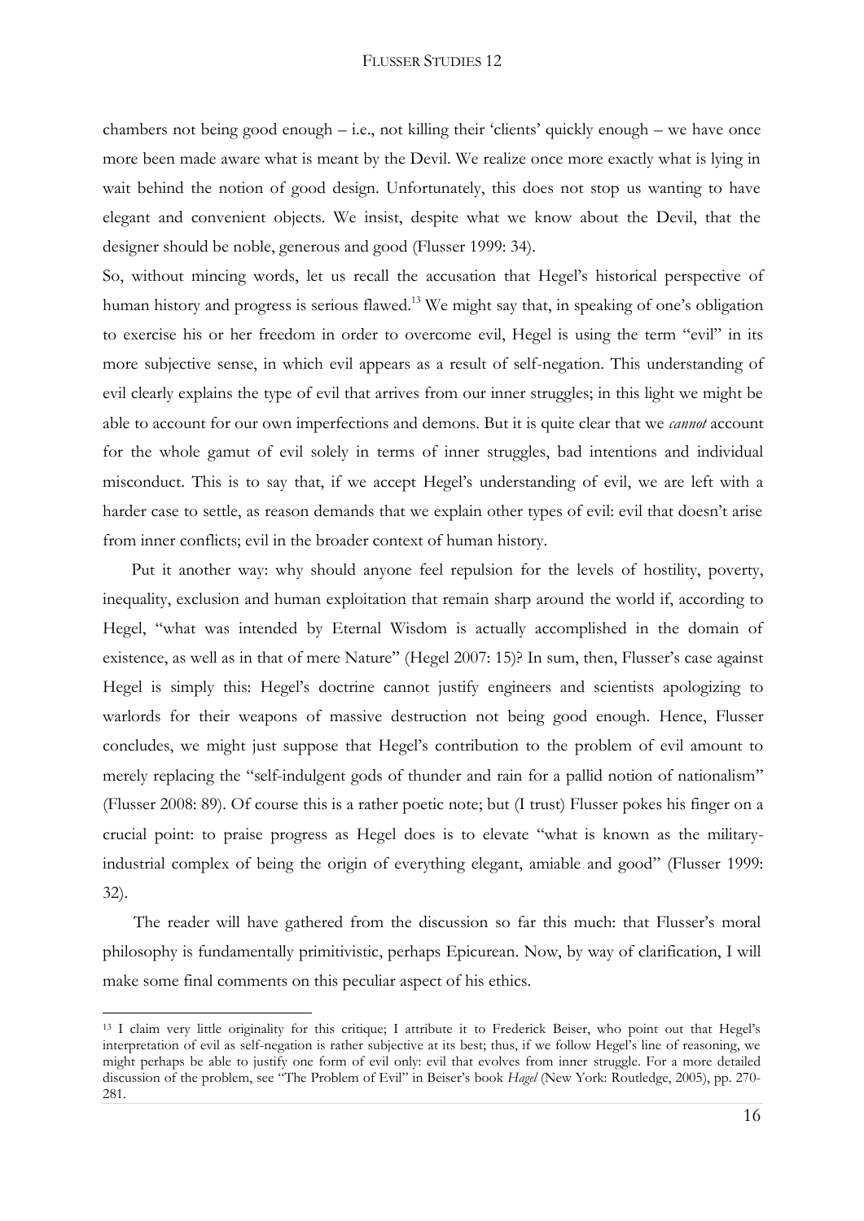chambers not being good enough – i.e., not killing their 'clients' quickly enough – we have once more been made aware what is meant by the Devil. We realize once more exactly what is lying in wait behind the notion of good design. Unfortunately, this does not stop us wanting to have elegant and convenient objects. We insist, despite what we know about the Devil, that the designer should be noble, generous and good (Flusser 1999: 34).

So, without mincing words, let us recall the accusation that Hegel's historical perspective of human history and progress is serious flawed.[13] We might say that, in speaking of one's obligation to exercise his or her freedom in order to overcome evil, Hegel is using the term "evil" in its more subjective sense, in which evil appears as a result of self-negation. This understanding of evil clearly explains the type of evil that arrives from our inner struggles; in this light we might be able to account for our own imperfections and demons. But it is quite clear that we *cannot* account for the whole gamut of evil solely in terms of inner struggles, bad intentions and individual misconduct. This is to say that, if we accept Hegel's understanding of evil, we are left with a harder case to settle, as reason demands that we explain other types of evil: evil that doesn't arise from inner conflicts; evil in the broader context of human history.

Put it another way: why should anyone feel repulsion for the levels of hostility, poverty, inequality, exclusion and human exploitation that remain sharp around the world if, according to Hegel, "what was intended by Eternal Wisdom is actually accomplished in the domain of existence, as well as in that of mere Nature" (Hegel 2007: 15)? In sum, then, Flusser's case against Hegel is simply this: Hegel's doctrine cannot justify engineers and scientists apologizing to warlords for their weapons of massive destruction not being good enough. Hence, Flusser concludes, we might just suppose that Hegel's contribution to the problem of evil amount to merely replacing the "self-indulgent gods of thunder and rain for a pallid notion of nationalism" (Flusser 2008: 89). Of course this is a rather poetic note; but (I trust) Flusser pokes his finger on a crucial point: to praise progress as Hegel does is to elevate "what is known as the military-industrial complex of being the origin of everything elegant, amiable and good" (Flusser 1999: 32).

The reader will have gathered from the discussion so far this much: that Flusser's moral philosophy is fundamentally primitivistic, perhaps Epicurean. Now, by way of clarification, I will make some final comments on this peculiar aspect of his ethics.

[13] I claim very little originality for this critique; I attribute it to Frederick Beiser, who point out that Hegel's interpretation of evil as self-negation is rather subjective at its best; thus, if we follow Hegel's line of reasoning, we might perhaps be able to justify one form of evil only: evil that evolves from inner struggle. For a more detailed discussion of the problem, see "The Problem of Evil" in Beiser's book *Hegel* (New York: Routledge, 2005), pp. 270-281.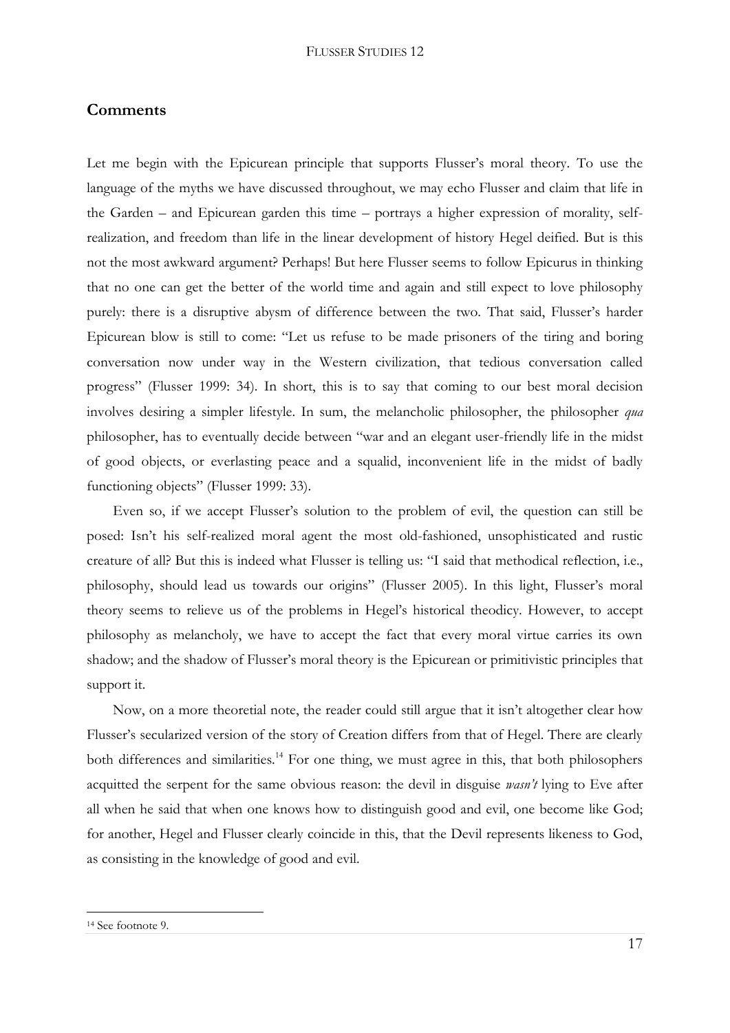## Comments

Let me begin with the Epicurean principle that supports Flusser's moral theory. To use the language of the myths we have discussed throughout, we may echo Flusser and claim that life in the Garden – and Epicurean garden this time – portrays a higher expression of morality, self-realization, and freedom than life in the linear development of history Hegel deified. But is this not the most awkward argument? Perhaps! But here Flusser seems to follow Epicurus in thinking that no one can get the better of the world time and again and still expect to love philosophy purely: there is a disruptive abysm of difference between the two. That said, Flusser's harder Epicurean blow is still to come: "Let us refuse to be made prisoners of the tiring and boring conversation now under way in the Western civilization, that tedious conversation called progress" (Flusser 1999: 34). In short, this is to say that coming to our best moral decision involves desiring a simpler lifestyle. In sum, the melancholic philosopher, the philosopher *qua* philosopher, has to eventually decide between "war and an elegant user-friendly life in the midst of good objects, or everlasting peace and a squalid, inconvenient life in the midst of badly functioning objects" (Flusser 1999: 33).

Even so, if we accept Flusser's solution to the problem of evil, the question can still be posed: Isn't his self-realized moral agent the most old-fashioned, unsophisticated and rustic creature of all? But this is indeed what Flusser is telling us: "I said that methodical reflection, i.e., philosophy, should lead us towards our origins" (Flusser 2005). In this light, Flusser's moral theory seems to relieve us of the problems in Hegel's historical theodicy. However, to accept philosophy as melancholy, we have to accept the fact that every moral virtue carries its own shadow; and the shadow of Flusser's moral theory is the Epicurean or primitivistic principles that support it.

Now, on a more theoretial note, the reader could still argue that it isn't altogether clear how Flusser's secularized version of the story of Creation differs from that of Hegel. There are clearly both differences and similarities.[14] For one thing, we must agree in this, that both philosophers acquitted the serpent for the same obvious reason: the devil in disguise *wasn't* lying to Eve after all when he said that when one knows how to distinguish good and evil, one become like God; for another, Hegel and Flusser clearly coincide in this, that the Devil represents likeness to God, as consisting in the knowledge of good and evil.

[14] See footnote 9.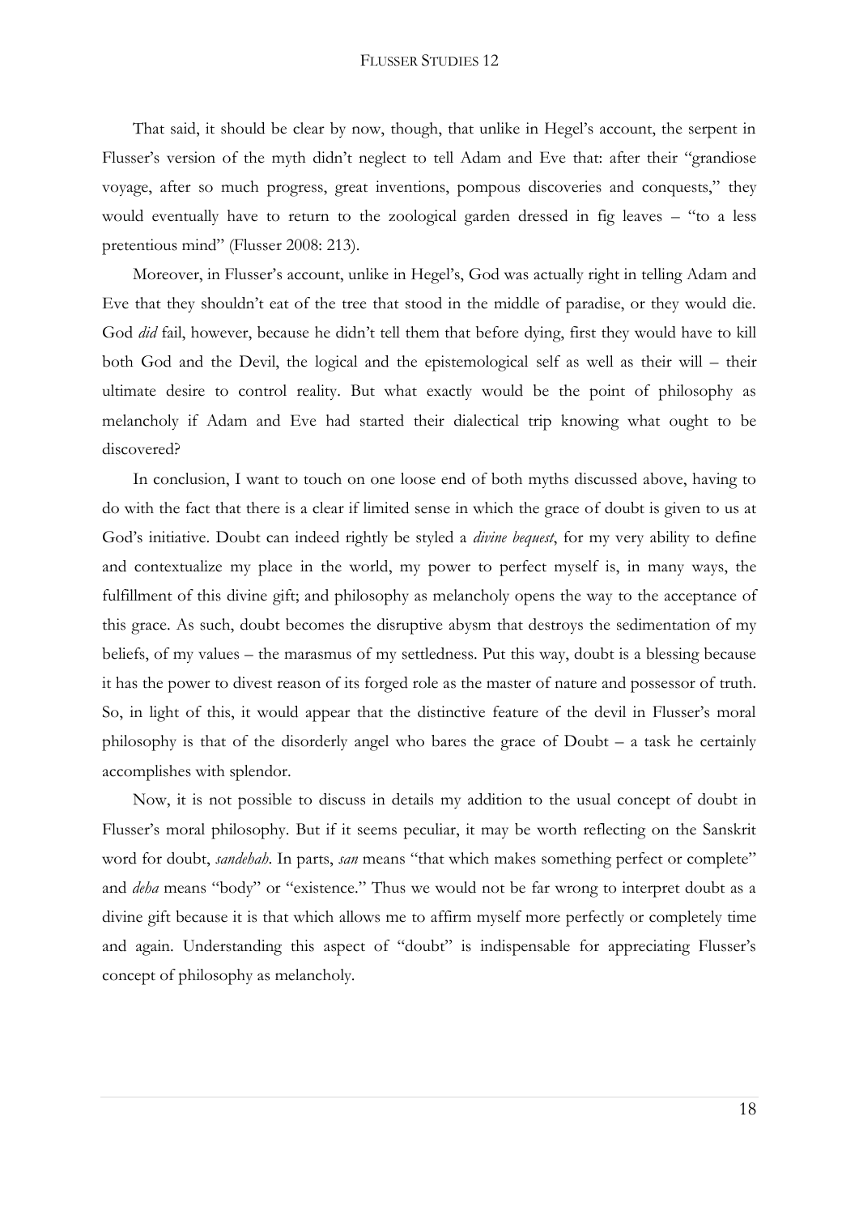That said, it should be clear by now, though, that unlike in Hegel's account, the serpent in Flusser's version of the myth didn't neglect to tell Adam and Eve that: after their "grandiose voyage, after so much progress, great inventions, pompous discoveries and conquests," they would eventually have to return to the zoological garden dressed in fig leaves – "to a less pretentious mind" (Flusser 2008: 213).

Moreover, in Flusser's account, unlike in Hegel's, God was actually right in telling Adam and Eve that they shouldn't eat of the tree that stood in the middle of paradise, or they would die. God *did* fail, however, because he didn't tell them that before dying, first they would have to kill both God and the Devil, the logical and the epistemological self as well as their will – their ultimate desire to control reality. But what exactly would be the point of philosophy as melancholy if Adam and Eve had started their dialectical trip knowing what ought to be discovered?

In conclusion, I want to touch on one loose end of both myths discussed above, having to do with the fact that there is a clear if limited sense in which the grace of doubt is given to us at God's initiative. Doubt can indeed rightly be styled a *divine bequest*, for my very ability to define and contextualize my place in the world, my power to perfect myself is, in many ways, the fulfillment of this divine gift; and philosophy as melancholy opens the way to the acceptance of this grace. As such, doubt becomes the disruptive abysm that destroys the sedimentation of my beliefs, of my values – the marasmus of my settledness. Put this way, doubt is a blessing because it has the power to divest reason of its forged role as the master of nature and possessor of truth. So, in light of this, it would appear that the distinctive feature of the devil in Flusser's moral philosophy is that of the disorderly angel who bares the grace of Doubt – a task he certainly accomplishes with splendor.

Now, it is not possible to discuss in details my addition to the usual concept of doubt in Flusser's moral philosophy. But if it seems peculiar, it may be worth reflecting on the Sanskrit word for doubt, *sandehah*. In parts, *san* means "that which makes something perfect or complete" and *deha* means "body" or "existence." Thus we would not be far wrong to interpret doubt as a divine gift because it is that which allows me to affirm myself more perfectly or completely time and again. Understanding this aspect of "doubt" is indispensable for appreciating Flusser's concept of philosophy as melancholy.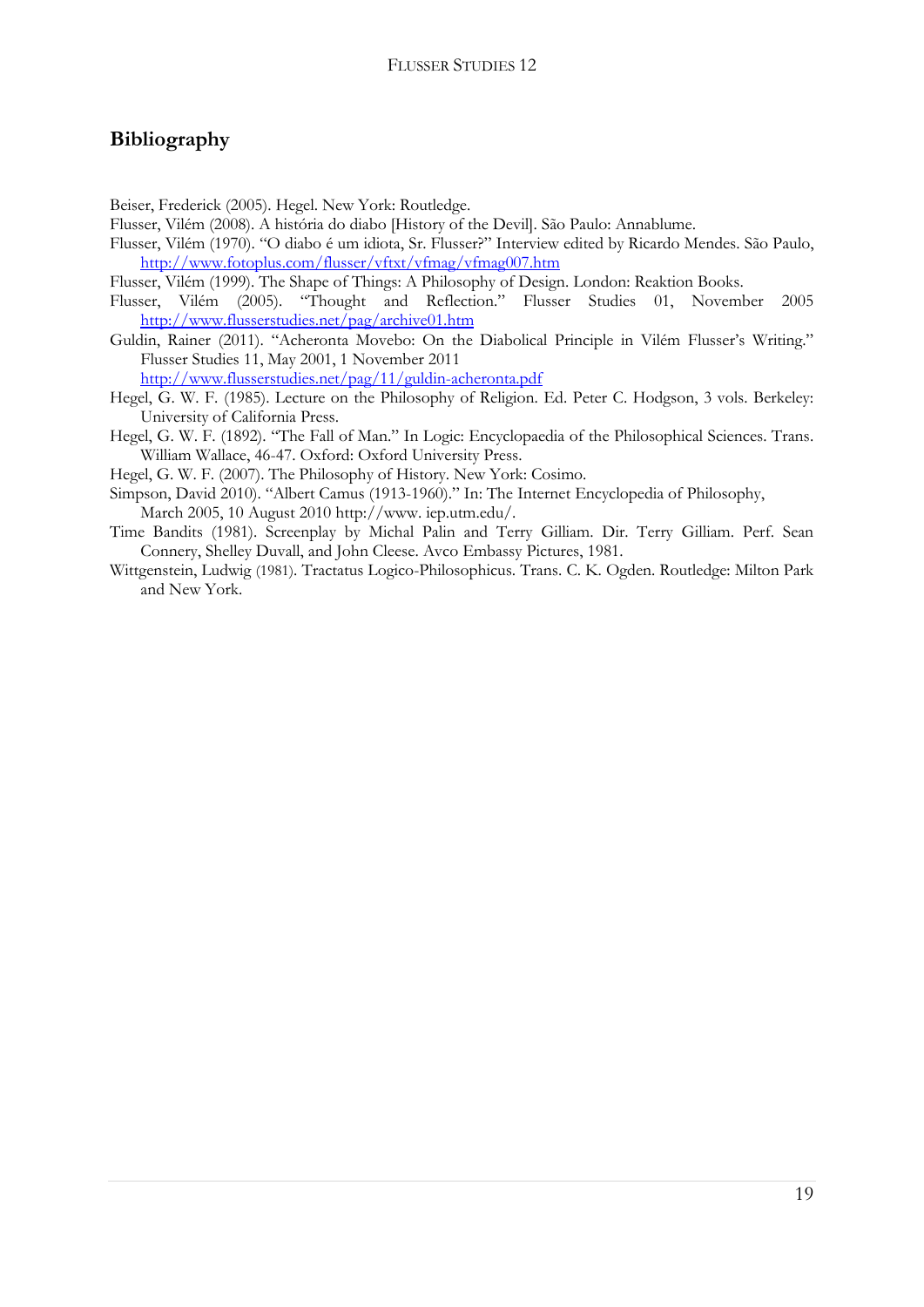## Bibliography

Beiser, Frederick (2005). Hegel. New York: Routledge.

Flusser, Vilém (2008). A história do diabo [History of the Devil]. São Paulo: Annablume.

Flusser, Vilém (1970). "O diabo é um idiota, Sr. Flusser?" Interview edited by Ricardo Mendes. São Paulo, http://www.fotoplus.com/flusser/vftxt/vfmag/vfmag007.htm

Flusser, Vilém (1999). The Shape of Things: A Philosophy of Design. London: Reaktion Books.

Flusser, Vilém (2005). "Thought and Reflection." Flusser Studies 01, November 2005 http://www.flusserstudies.net/pag/archive01.htm

Guldin, Rainer (2011). "Acheronta Movebo: On the Diabolical Principle in Vilém Flusser's Writing." Flusser Studies 11, May 2001, 1 November 2011 http://www.flusserstudies.net/pag/11/guldin-acheronta.pdf

Hegel, G. W. F. (1985). Lecture on the Philosophy of Religion. Ed. Peter C. Hodgson, 3 vols. Berkeley: University of California Press.

Hegel, G. W. F. (1892). "The Fall of Man." In Logic: Encyclopaedia of the Philosophical Sciences. Trans. William Wallace, 46-47. Oxford: Oxford University Press.

Hegel, G. W. F. (2007). The Philosophy of History. New York: Cosimo.

Simpson, David 2010). "Albert Camus (1913-1960)." In: The Internet Encyclopedia of Philosophy, March 2005, 10 August 2010 http://www. iep.utm.edu/.

Time Bandits (1981). Screenplay by Michal Palin and Terry Gilliam. Dir. Terry Gilliam. Perf. Sean Connery, Shelley Duvall, and John Cleese. Avco Embassy Pictures, 1981.

Wittgenstein, Ludwig (1981). Tractatus Logico-Philosophicus. Trans. C. K. Ogden. Routledge: Milton Park and New York.